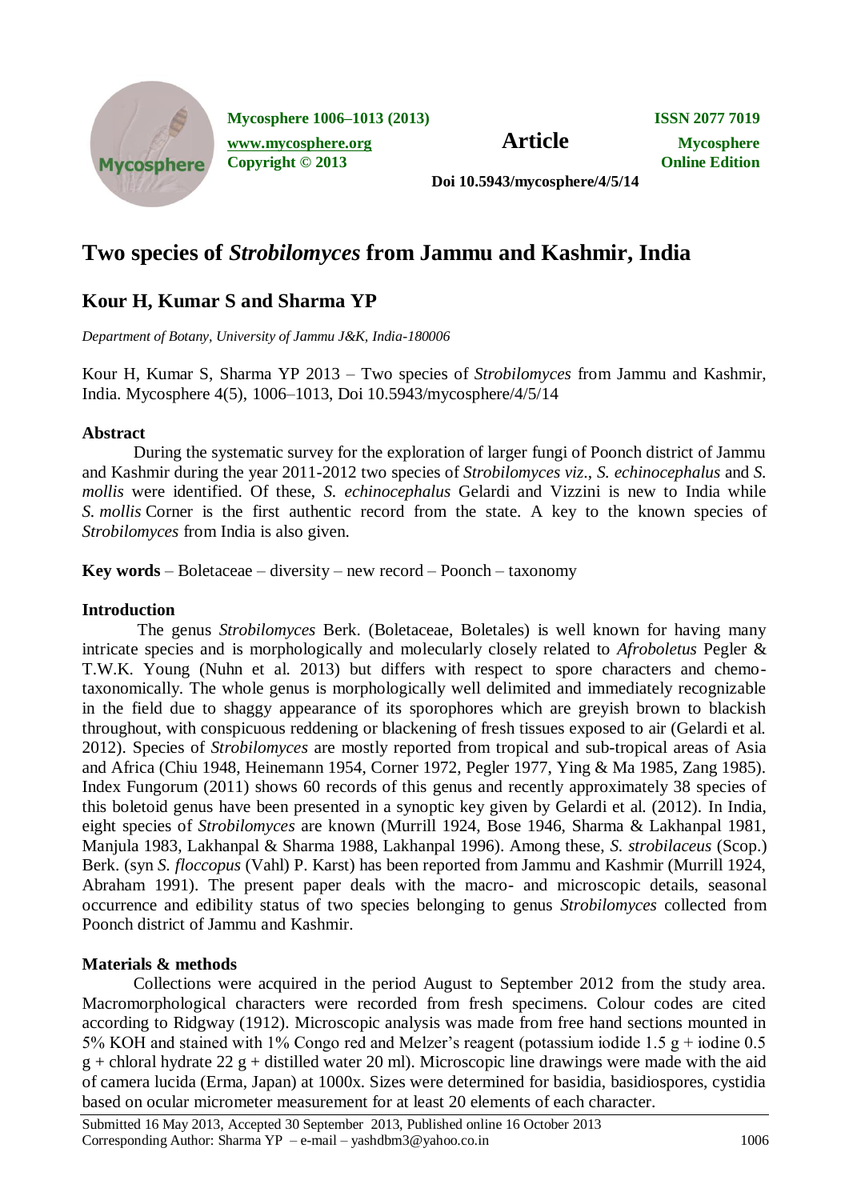# Two species of *Strobilomyces* from Jammu and Kashmir, India

## Kour H, Kumar S and Sharma YP

*Department of Botany, University of Jammu J&K, India-180006*

Kour H, Kumar S, Sharma YP 2013 – Two species of *Strobilomyces* from Jammu and Kashmir, India. Mycosphere 4(5), 1006–1013, Doi 10.5943/mycosphere/4/5/14

### Abstract

During the systematic survey for the exploration of larger fungi of Poonch district of Jammu and Kashmir during the year 2011-2012 two species of *Strobilomyces viz*., *S. echinocephalus* and *S. mollis* were identified. Of these, *S. echinocephalus* Gelardi and Vizzini is new to India while *S. mollis* Corner is the first authentic record from the state. A key to the known species of *Strobilomyces* from India is also given.

**Key words** – Boletaceae – diversity – new record – Poonch – taxonomy

### Introduction

The genus *Strobilomyces* Berk. (Boletaceae, Boletales) is well known for having many intricate species and is morphologically and molecularly closely related to *Afroboletus* Pegler & T.W.K. Young (Nuhn et al. 2013) but differs with respect to spore characters and chemotaxonomically. The whole genus is morphologically well delimited and immediately recognizable in the field due to shaggy appearance of its sporophores which are greyish brown to blackish throughout, with conspicuous reddening or blackening of fresh tissues exposed to air (Gelardi et al. 2012). Species of *Strobilomyces* are mostly reported from tropical and sub-tropical areas of Asia and Africa (Chiu 1948, Heinemann 1954, Corner 1972, Pegler 1977, Ying & Ma 1985, Zang 1985). Index Fungorum (2011) shows 60 records of this genus and recently approximately 38 species of this boletoid genus have been presented in a synoptic key given by Gelardi et al. (2012). In India, eight species of *Strobilomyces* are known (Murrill 1924, Bose 1946, Sharma & Lakhanpal 1981, Manjula 1983, Lakhanpal & Sharma 1988, Lakhanpal 1996). Among these, *S. strobilaceus* (Scop.) Berk. (syn *S. floccopus* (Vahl) P. Karst) has been reported from Jammu and Kashmir (Murrill 1924, Abraham 1991). The present paper deals with the macro- and microscopic details, seasonal occurrence and edibility status of two species belonging to genus *Strobilomyces* collected from Poonch district of Jammu and Kashmir.

### Materials & methods

Collections were acquired in the period August to September 2012 from the study area. Macromorphological characters were recorded from fresh specimens. Colour codes are cited according to Ridgway (1912). Microscopic analysis was made from free hand sections mounted in 5% KOH and stained with 1% Congo red and Melzer's reagent (potassium iodide 1.5 g + iodine 0.5 g + chloral hydrate 22 g + distilled water 20 ml). Microscopic line drawings were made with the aid of camera lucida (Erma, Japan) at 1000x. Sizes were determined for basidia, basidiospores, cystidia based on ocular micrometer measurement for at least 20 elements of each character.

Submitted 16 May 2013, Accepted 30 September 2013, Published online 16 October 2013
Corresponding Author: Sharma YP – e-mail – yashdbm3@yahoo.co.in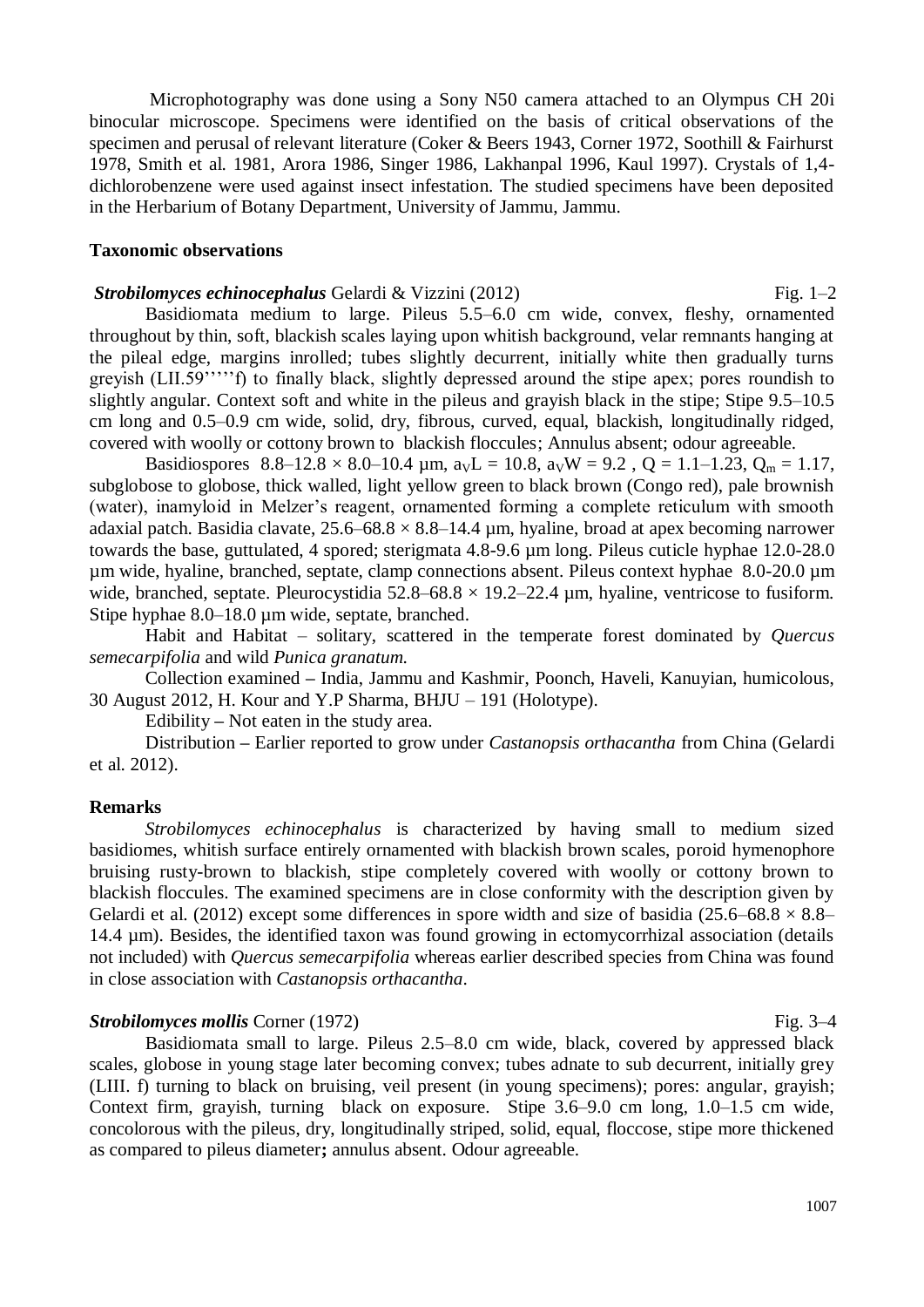Microphotography was done using a Sony N50 camera attached to an Olympus CH 20i binocular microscope. Specimens were identified on the basis of critical observations of the specimen and perusal of relevant literature (Coker & Beers 1943, Corner 1972, Soothill & Fairhurst 1978, Smith et al. 1981, Arora 1986, Singer 1986, Lakhanpal 1996, Kaul 1997). Crystals of 1,4-dichlorobenzene were used against insect infestation. The studied specimens have been deposited in the Herbarium of Botany Department, University of Jammu, Jammu.

## Taxonomic observations

***Strobilomyces echinocephalus*** Gelardi & Vizzini (2012) Fig. 1–2

Basidiomata medium to large. Pileus 5.5–6.0 cm wide, convex, fleshy, ornamented throughout by thin, soft, blackish scales laying upon whitish background, velar remnants hanging at the pileal edge, margins inrolled; tubes slightly decurrent, initially white then gradually turns greyish (LII.59''''''f) to finally black, slightly depressed around the stipe apex; pores roundish to slightly angular. Context soft and white in the pileus and grayish black in the stipe; Stipe 9.5–10.5 cm long and 0.5–0.9 cm wide, solid, dry, fibrous, curved, equal, blackish, longitudinally ridged, covered with woolly or cottony brown to blackish floccules; Annulus absent; odour agreeable.

Basidiospores 8.8–12.8 × 8.0–10.4 µm, $a_VL$ = 10.8, $a_VW$ = 9.2 , Q = 1.1–1.23, $Q_m$ = 1.17, subglobose to globose, thick walled, light yellow green to black brown (Congo red), pale brownish (water), inamyloid in Melzer's reagent, ornamented forming a complete reticulum with smooth adaxial patch. Basidia clavate, 25.6–68.8 × 8.8–14.4 µm, hyaline, broad at apex becoming narrower towards the base, guttulated, 4 spored; sterigmata 4.8-9.6 µm long. Pileus cuticle hyphae 12.0-28.0 µm wide, hyaline, branched, septate, clamp connections absent. Pileus context hyphae 8.0-20.0 µm wide, branched, septate. Pleurocystidia 52.8–68.8 × 19.2–22.4 µm, hyaline, ventricose to fusiform. Stipe hyphae 8.0–18.0 µm wide, septate, branched.

Habit and Habitat – solitary, scattered in the temperate forest dominated by *Quercus semecarpifolia* and wild *Punica granatum.*

Collection examined **–** India, Jammu and Kashmir, Poonch, Haveli, Kanuyian, humicolous, 30 August 2012, H. Kour and Y.P Sharma, BHJU – 191 (Holotype).

Edibility **–** Not eaten in the study area.

Distribution **–** Earlier reported to grow under *Castanopsis orthacantha* from China (Gelardi et al. 2012).

### Remarks

*Strobilomyces echinocephalus* is characterized by having small to medium sized basidiomes, whitish surface entirely ornamented with blackish brown scales, poroid hymenophore bruising rusty-brown to blackish, stipe completely covered with woolly or cottony brown to blackish floccules. The examined specimens are in close conformity with the description given by Gelardi et al. (2012) except some differences in spore width and size of basidia (25.6–68.8 × 8.8–14.4 µm). Besides, the identified taxon was found growing in ectomycorrhizal association (details not included) with *Quercus semecarpifolia* whereas earlier described species from China was found in close association with *Castanopsis orthacantha*.

***Strobilomyces mollis*** Corner (1972) Fig. 3–4

Basidiomata small to large. Pileus 2.5–8.0 cm wide, black, covered by appressed black scales, globose in young stage later becoming convex; tubes adnate to sub decurrent, initially grey (LIII. f) turning to black on bruising, veil present (in young specimens); pores: angular, grayish; Context firm, grayish, turning black on exposure. Stipe 3.6–9.0 cm long, 1.0–1.5 cm wide, concolorous with the pileus, dry, longitudinally striped, solid, equal, floccose, stipe more thickened as compared to pileus diameter**;** annulus absent. Odour agreeable.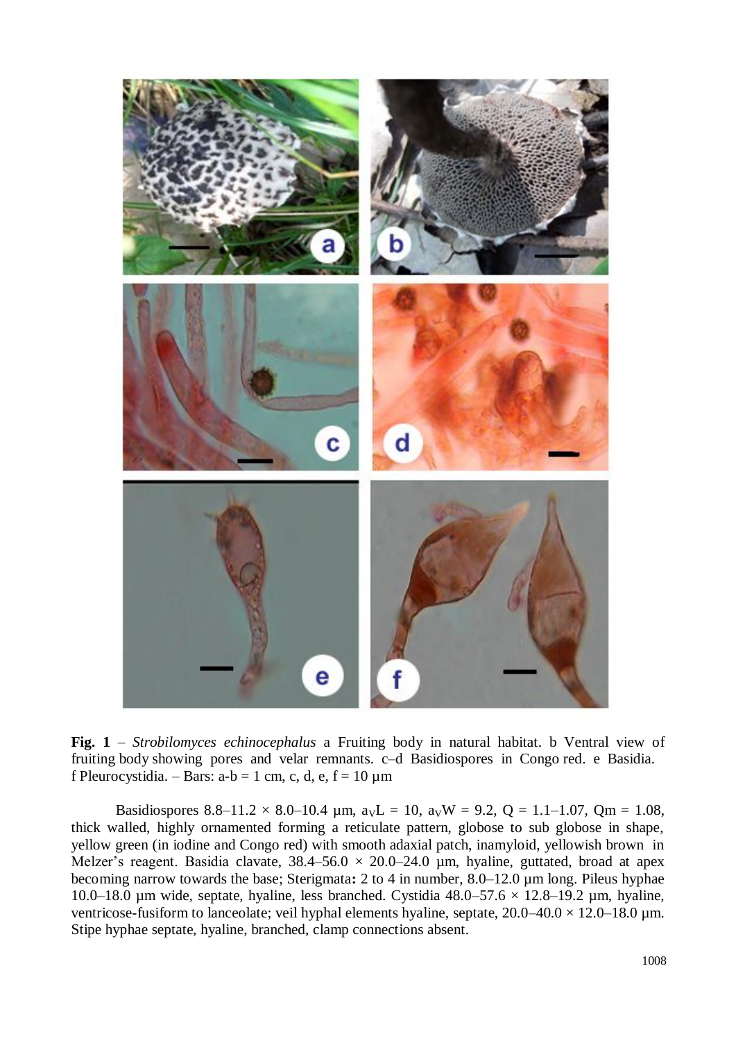**Fig. 1** – *Strobilomyces echinocephalus* a Fruiting body in natural habitat. b Ventral view of fruiting body showing pores and velar remnants. c–d Basidiospores in Congo red. e Basidia. f Pleurocystidia. – Bars: a-b = 1 cm, c, d, e, f = 10 µm

Basidiospores 8.8–11.2 × 8.0–10.4 µm, $a_V L$ = 10, $a_V W$ = 9.2, Q = 1.1–1.07, Qm = 1.08, thick walled, highly ornamented forming a reticulate pattern, globose to sub globose in shape, yellow green (in iodine and Congo red) with smooth adaxial patch, inamyloid, yellowish brown in Melzer's reagent. Basidia clavate, 38.4–56.0 × 20.0–24.0 µm, hyaline, guttated, broad at apex becoming narrow towards the base; Sterigmata**:** 2 to 4 in number, 8.0–12.0 µm long. Pileus hyphae 10.0–18.0 µm wide, septate, hyaline, less branched. Cystidia 48.0–57.6 × 12.8–19.2 µm, hyaline, ventricose-fusiform to lanceolate; veil hyphal elements hyaline, septate, 20.0–40.0 × 12.0–18.0 µm. Stipe hyphae septate, hyaline, branched, clamp connections absent.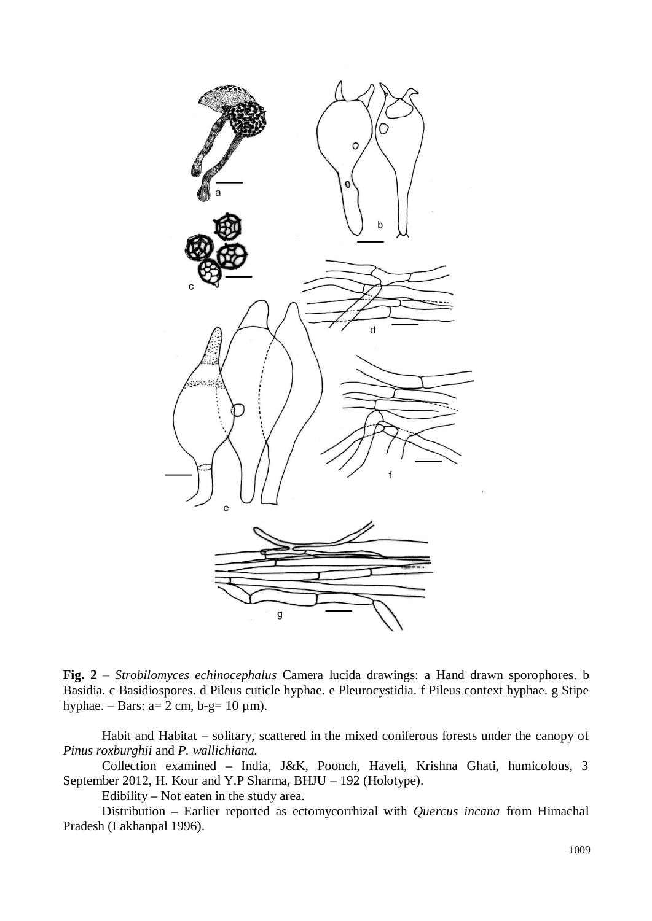**Fig. 2** – *Strobilomyces echinocephalus* Camera lucida drawings: a Hand drawn sporophores. b Basidia. c Basidiospores. d Pileus cuticle hyphae. e Pleurocystidia. f Pileus context hyphae. g Stipe hyphae. – Bars: a= 2 cm, b-g= 10 µm).

Habit and Habitat – solitary, scattered in the mixed coniferous forests under the canopy of *Pinus roxburghii* and *P. wallichiana.*

Collection examined – India, J&K, Poonch, Haveli, Krishna Ghati, humicolous, 3 September 2012, H. Kour and Y.P Sharma, BHJU – 192 (Holotype).

Edibility – Not eaten in the study area.

Distribution – Earlier reported as ectomycorrhizal with *Quercus incana* from Himachal Pradesh (Lakhanpal 1996).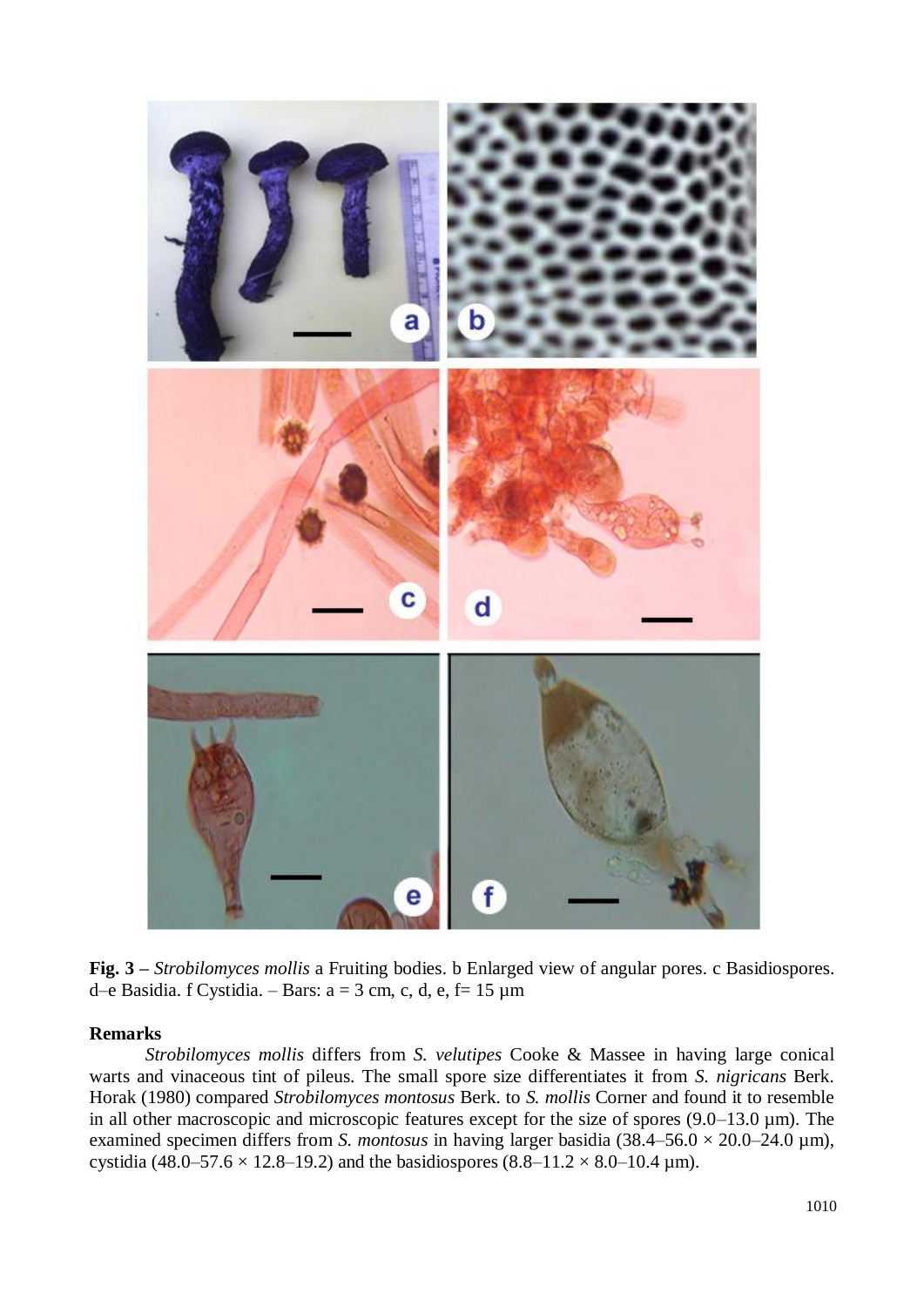**Fig. 3 –** *Strobilomyces mollis* a Fruiting bodies. b Enlarged view of angular pores. c Basidiospores. d–e Basidia. f Cystidia. – Bars: a = 3 cm, c, d, e, f= 15 µm

**Remarks**

*Strobilomyces mollis* differs from *S. velutipes* Cooke & Massee in having large conical warts and vinaceous tint of pileus. The small spore size differentiates it from *S. nigricans* Berk. Horak (1980) compared *Strobilomyces montosus* Berk. to *S. mollis* Corner and found it to resemble in all other macroscopic and microscopic features except for the size of spores (9.0–13.0 µm). The examined specimen differs from *S. montosus* in having larger basidia (38.4–56.0 × 20.0–24.0 µm), cystidia (48.0–57.6 × 12.8–19.2) and the basidiospores (8.8–11.2 × 8.0–10.4 µm).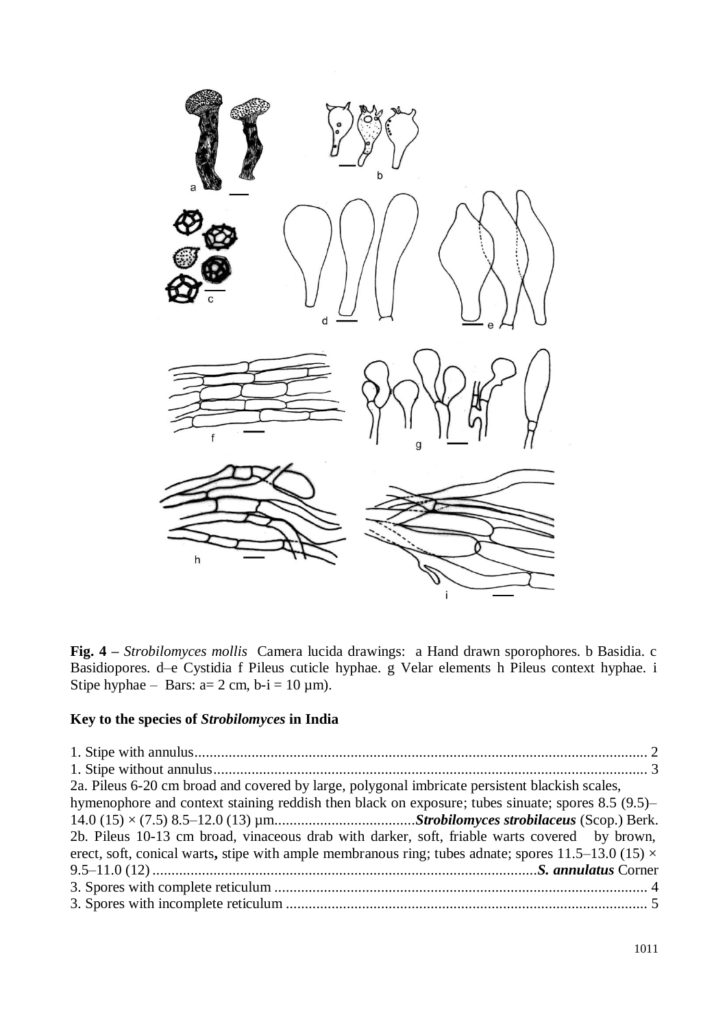**Fig. 4 –** *Strobilomyces mollis* Camera lucida drawings: a Hand drawn sporophores. b Basidia. c Basidiopores. d–e Cystidia f Pileus cuticle hyphae. g Velar elements h Pileus context hyphae. i Stipe hyphae – Bars: a= 2 cm, b-i = 10 µm).

**Key to the species of *Strobilomyces* in India**

1. Stipe with annulus........................................................................................................................ 2
1. Stipe without annulus.................................................................................................................... 3

2a. Pileus 6-20 cm broad and covered by large, polygonal imbricate persistent blackish scales, hymenophore and context staining reddish then black on exposure; tubes sinuate; spores 8.5 (9.5)–14.0 (15) × (7.5) 8.5–12.0 (13) µm.....................................***Strobilomyces strobilaceus*** (Scop.) Berk.

2b. Pileus 10-13 cm broad, vinaceous drab with darker, soft, friable warts covered by brown, erect, soft, conical warts**,** stipe with ample membranous ring; tubes adnate; spores 11.5–13.0 (15) × 9.5–11.0 (12).....................................................................................................***S. annulatus*** Corner

3. Spores with complete reticulum .................................................................................................. 4
3. Spores with incomplete reticulum ............................................................................................... 5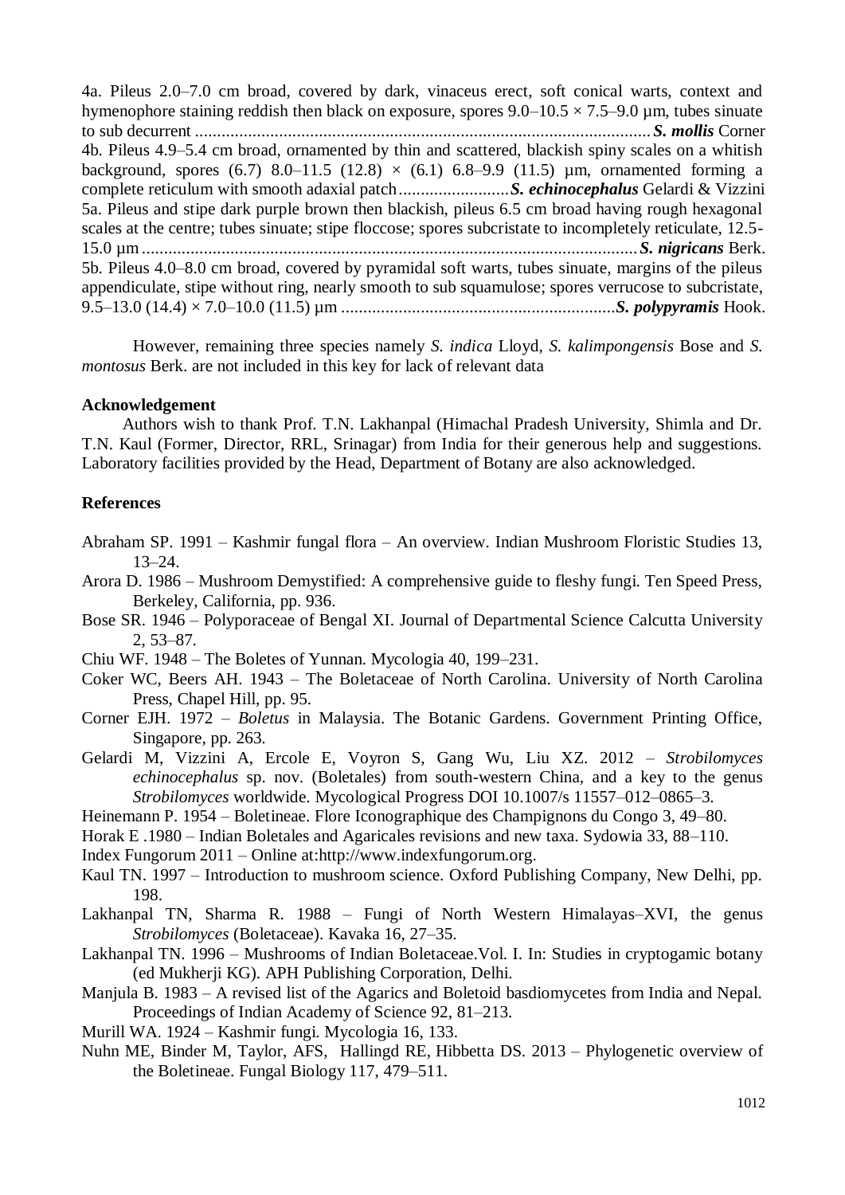4a. Pileus 2.0–7.0 cm broad, covered by dark, vinaceus erect, soft conical warts, context and hymenophore staining reddish then black on exposure, spores 9.0–10.5 × 7.5–9.0 µm, tubes sinuate to sub decurrent ....................................................................................................... ***S. mollis*** Corner

4b. Pileus 4.9–5.4 cm broad, ornamented by thin and scattered, blackish spiny scales on a whitish background, spores (6.7) 8.0–11.5 (12.8) × (6.1) 6.8–9.9 (11.5) µm, ornamented forming a complete reticulum with smooth adaxial patch......................... ***S. echinocephalus*** Gelardi & Vizzini

5a. Pileus and stipe dark purple brown then blackish, pileus 6.5 cm broad having rough hexagonal scales at the centre; tubes sinuate; stipe floccose; spores subcristate to incompletely reticulate, 12.5-15.0 µm ................................................................................................................ ***S. nigricans*** Berk.

5b. Pileus 4.0–8.0 cm broad, covered by pyramidal soft warts, tubes sinuate, margins of the pileus appendiculate, stipe without ring, nearly smooth to sub squamulose; spores verrucose to subcristate, 9.5–13.0 (14.4) × 7.0–10.0 (11.5) µm .............................................................. ***S. polypyramis*** Hook.

However, remaining three species namely *S. indica* Lloyd, *S. kalimpongensis* Bose and *S. montosus* Berk. are not included in this key for lack of relevant data

**Acknowledgement**

Authors wish to thank Prof. T.N. Lakhanpal (Himachal Pradesh University, Shimla and Dr. T.N. Kaul (Former, Director, RRL, Srinagar) from India for their generous help and suggestions. Laboratory facilities provided by the Head, Department of Botany are also acknowledged.

**References**

Abraham SP. 1991 – Kashmir fungal flora – An overview. Indian Mushroom Floristic Studies 13, 13–24.

Arora D. 1986 – Mushroom Demystified: A comprehensive guide to fleshy fungi. Ten Speed Press, Berkeley, California, pp. 936.

Bose SR. 1946 – Polyporaceae of Bengal XI. Journal of Departmental Science Calcutta University 2, 53–87.

Chiu WF. 1948 – The Boletes of Yunnan. Mycologia 40, 199–231.

Coker WC, Beers AH. 1943 – The Boletaceae of North Carolina. University of North Carolina Press, Chapel Hill, pp. 95.

Corner EJH. 1972 – *Boletus* in Malaysia. The Botanic Gardens. Government Printing Office, Singapore, pp. 263.

Gelardi M, Vizzini A, Ercole E, Voyron S, Gang Wu, Liu XZ. 2012 – *Strobilomyces echinocephalus* sp. nov. (Boletales) from south-western China, and a key to the genus *Strobilomyces* worldwide. Mycological Progress DOI 10.1007/s 11557–012–0865–3.

Heinemann P. 1954 – Boletineae. Flore Iconographique des Champignons du Congo 3, 49–80.

Horak E .1980 – Indian Boletales and Agaricales revisions and new taxa. Sydowia 33, 88–110.

Index Fungorum 2011 – Online at:http://www.indexfungorum.org.

Kaul TN. 1997 – Introduction to mushroom science. Oxford Publishing Company, New Delhi, pp. 198.

Lakhanpal TN, Sharma R. 1988 – Fungi of North Western Himalayas–XVI, the genus *Strobilomyces* (Boletaceae). Kavaka 16, 27–35.

Lakhanpal TN. 1996 – Mushrooms of Indian Boletaceae.Vol. I. In: Studies in cryptogamic botany (ed Mukherji KG). APH Publishing Corporation, Delhi.

Manjula B. 1983 – A revised list of the Agarics and Boletoid basdiomycetes from India and Nepal. Proceedings of Indian Academy of Science 92, 81–213.

Murill WA. 1924 – Kashmir fungi. Mycologia 16, 133.

Nuhn ME, Binder M, Taylor, AFS, Hallingd RE, Hibbetta DS. 2013 – Phylogenetic overview of the Boletineae. Fungal Biology 117, 479–511.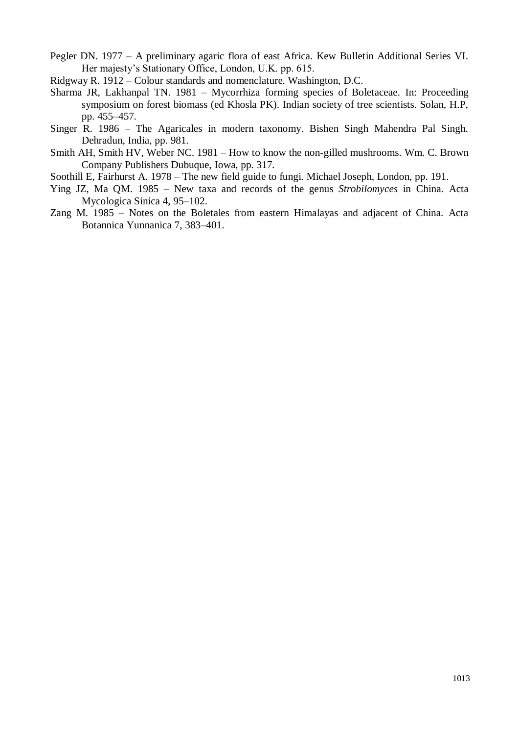Pegler DN. 1977 – A preliminary agaric flora of east Africa. Kew Bulletin Additional Series VI. Her majesty's Stationary Office, London, U.K. pp. 615.

Ridgway R. 1912 – Colour standards and nomenclature. Washington, D.C.

Sharma JR, Lakhanpal TN. 1981 – Mycorrhiza forming species of Boletaceae. In: Proceeding symposium on forest biomass (ed Khosla PK). Indian society of tree scientists. Solan, H.P, pp. 455–457.

Singer R. 1986 – The Agaricales in modern taxonomy. Bishen Singh Mahendra Pal Singh. Dehradun, India, pp. 981.

Smith AH, Smith HV, Weber NC. 1981 – How to know the non-gilled mushrooms. Wm. C. Brown Company Publishers Dubuque, Iowa, pp. 317.

Soothill E, Fairhurst A. 1978 – The new field guide to fungi. Michael Joseph, London, pp. 191.

Ying JZ, Ma QM. 1985 – New taxa and records of the genus *Strobilomyces* in China. Acta Mycologica Sinica 4, 95–102.

Zang M. 1985 – Notes on the Boletales from eastern Himalayas and adjacent of China. Acta Botannica Yunnanica 7, 383–401.